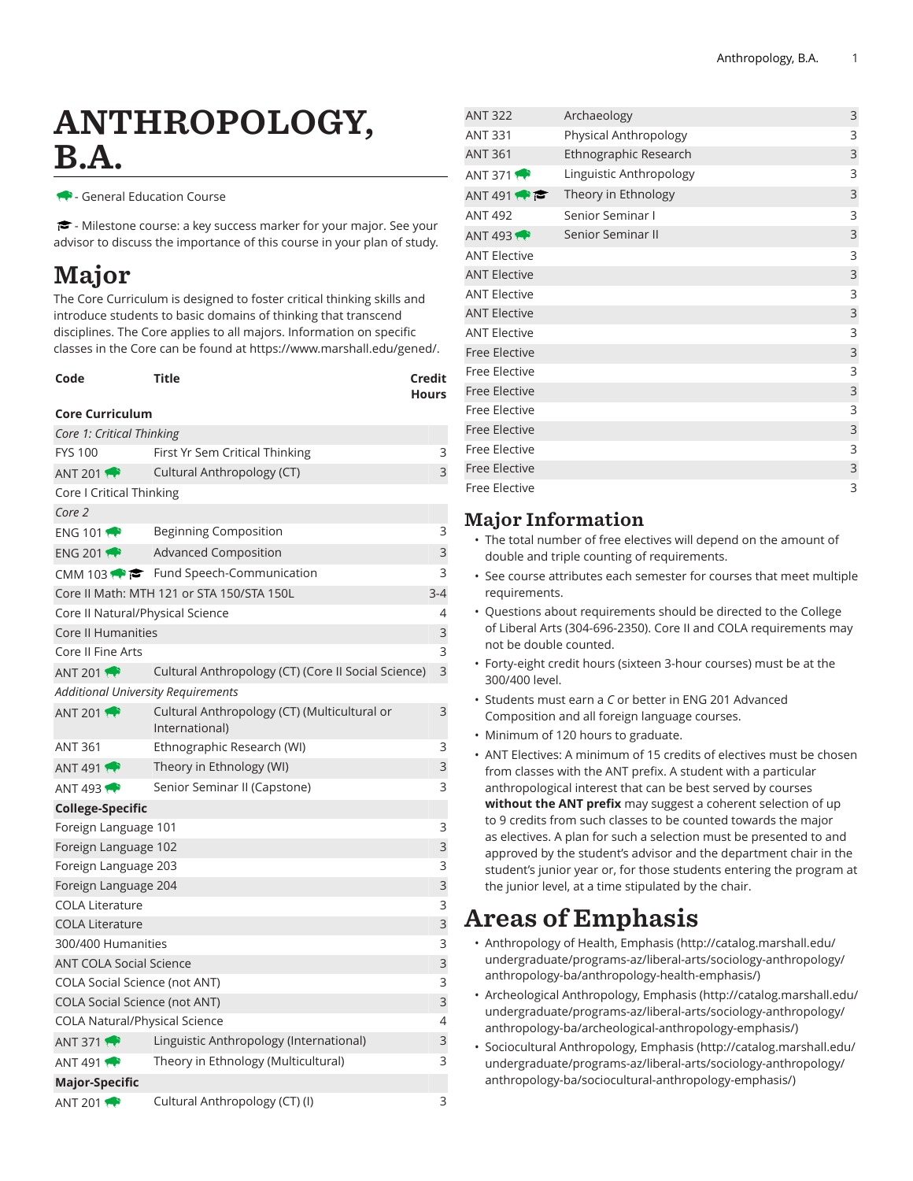# ANTHROPOLOGY, B.A.

🐃 - General Education Course

🎓 - Milestone course: a key success marker for your major. See your advisor to discuss the importance of this course in your plan of study.

## Major

The Core Curriculum is designed to foster critical thinking skills and introduce students to basic domains of thinking that transcend disciplines. The Core applies to all majors. Information on specific classes in the Core can be found at https://www.marshall.edu/gened/.

| Code | Title | Credit Hours |
|---|---|---|
| **Core Curriculum** | | |
| *Core 1: Critical Thinking* | | |
| FYS 100 | First Yr Sem Critical Thinking | 3 |
| ANT 201 🐃 | Cultural Anthropology (CT) | 3 |
| Core I Critical Thinking | | |
| *Core 2* | | |
| ENG 101 🐃 | Beginning Composition | 3 |
| ENG 201 🐃 | Advanced Composition | 3 |
| CMM 103 🐃🎓 | Fund Speech-Communication | 3 |
| Core II Math: MTH 121 or STA 150/STA 150L | | 3-4 |
| Core II Natural/Physical Science | | 4 |
| Core II Humanities | | 3 |
| Core II Fine Arts | | 3 |
| ANT 201 🐃 | Cultural Anthropology (CT) (Core II Social Science) | 3 |
| *Additional University Requirements* | | |
| ANT 201 🐃 | Cultural Anthropology (CT) (Multicultural or International) | 3 |
| ANT 361 | Ethnographic Research (WI) | 3 |
| ANT 491 🐃 | Theory in Ethnology (WI) | 3 |
| ANT 493 🐃 | Senior Seminar II (Capstone) | 3 |
| **College-Specific** | | |
| Foreign Language 101 | | 3 |
| Foreign Language 102 | | 3 |
| Foreign Language 203 | | 3 |
| Foreign Language 204 | | 3 |
| COLA Literature | | 3 |
| COLA Literature | | 3 |
| 300/400 Humanities | | 3 |
| ANT COLA Social Science | | 3 |
| COLA Social Science (not ANT) | | 3 |
| COLA Social Science (not ANT) | | 3 |
| COLA Natural/Physical Science | | 4 |
| ANT 371 🐃 | Linguistic Anthropology (International) | 3 |
| ANT 491 🐃 | Theory in Ethnology (Multicultural) | 3 |
| **Major-Specific** | | |
| ANT 201 🐃 | Cultural Anthropology (CT) (I) | 3 |
| ANT 322 | Archaeology | 3 |
| ANT 331 | Physical Anthropology | 3 |
| ANT 361 | Ethnographic Research | 3 |
| ANT 371 🐃 | Linguistic Anthropology | 3 |
| ANT 491 🐃🎓 | Theory in Ethnology | 3 |
| ANT 492 | Senior Seminar I | 3 |
| ANT 493 🐃 | Senior Seminar II | 3 |
| ANT Elective | | 3 |
| ANT Elective | | 3 |
| ANT Elective | | 3 |
| ANT Elective | | 3 |
| ANT Elective | | 3 |
| Free Elective | | 3 |
| Free Elective | | 3 |
| Free Elective | | 3 |
| Free Elective | | 3 |
| Free Elective | | 3 |
| Free Elective | | 3 |
| Free Elective | | 3 |
| Free Elective | | 3 |

## Major Information

- The total number of free electives will depend on the amount of double and triple counting of requirements.
- See course attributes each semester for courses that meet multiple requirements.
- Questions about requirements should be directed to the College of Liberal Arts (304-696-2350). Core II and COLA requirements may not be double counted.
- Forty-eight credit hours (sixteen 3-hour courses) must be at the 300/400 level.
- Students must earn a *C* or better in ENG 201 Advanced Composition and all foreign language courses.
- Minimum of 120 hours to graduate.
- ANT Electives: A minimum of 15 credits of electives must be chosen from classes with the ANT prefix. A student with a particular anthropological interest that can be best served by courses **without the ANT prefix** may suggest a coherent selection of up to 9 credits from such classes to be counted towards the major as electives. A plan for such a selection must be presented to and approved by the student's advisor and the department chair in the student's junior year or, for those students entering the program at the junior level, at a time stipulated by the chair.

## Areas of Emphasis

- Anthropology of Health, Emphasis (http://catalog.marshall.edu/undergraduate/programs-az/liberal-arts/sociology-anthropology/anthropology-ba/anthropology-health-emphasis/)
- Archeological Anthropology, Emphasis (http://catalog.marshall.edu/undergraduate/programs-az/liberal-arts/sociology-anthropology/anthropology-ba/archeological-anthropology-emphasis/)
- Sociocultural Anthropology, Emphasis (http://catalog.marshall.edu/undergraduate/programs-az/liberal-arts/sociology-anthropology/anthropology-ba/sociocultural-anthropology-emphasis/)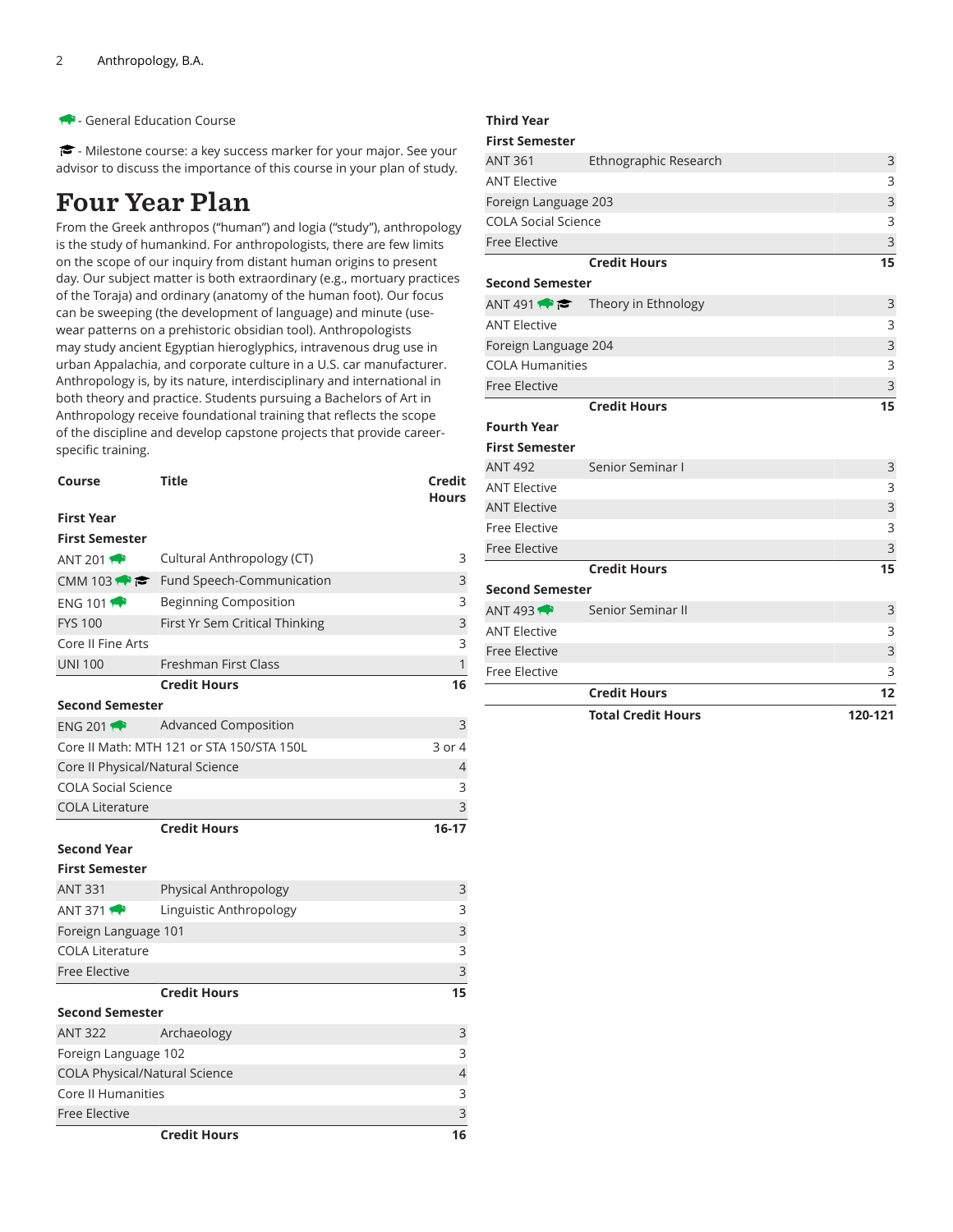🦬 - General Education Course

🎓 - Milestone course: a key success marker for your major. See your advisor to discuss the importance of this course in your plan of study.

# Four Year Plan

From the Greek anthropos ("human") and logia ("study"), anthropology is the study of humankind. For anthropologists, there are few limits on the scope of our inquiry from distant human origins to present day. Our subject matter is both extraordinary (e.g., mortuary practices of the Toraja) and ordinary (anatomy of the human foot). Our focus can be sweeping (the development of language) and minute (use-wear patterns on a prehistoric obsidian tool). Anthropologists may study ancient Egyptian hieroglyphics, intravenous drug use in urban Appalachia, and corporate culture in a U.S. car manufacturer. Anthropology is, by its nature, interdisciplinary and international in both theory and practice. Students pursuing a Bachelors of Art in Anthropology receive foundational training that reflects the scope of the discipline and develop capstone projects that provide career-specific training.

| Course | Title | Credit Hours |
|---|---|---|
| **First Year** | | |
| **First Semester** | | |
| ANT 201 🦬 | Cultural Anthropology (CT) | 3 |
| CMM 103 🦬 🎓 | Fund Speech-Communication | 3 |
| ENG 101 🦬 | Beginning Composition | 3 |
| FYS 100 | First Yr Sem Critical Thinking | 3 |
| Core II Fine Arts | | 3 |
| UNI 100 | Freshman First Class | 1 |
| | **Credit Hours** | **16** |
| **Second Semester** | | |
| ENG 201 🦬 | Advanced Composition | 3 |
| Core II Math: MTH 121 or STA 150/STA 150L | | 3 or 4 |
| Core II Physical/Natural Science | | 4 |
| COLA Social Science | | 3 |
| COLA Literature | | 3 |
| | **Credit Hours** | **16-17** |
| **Second Year** | | |
| **First Semester** | | |
| ANT 331 | Physical Anthropology | 3 |
| ANT 371 🦬 | Linguistic Anthropology | 3 |
| Foreign Language 101 | | 3 |
| COLA Literature | | 3 |
| Free Elective | | 3 |
| | **Credit Hours** | **15** |
| **Second Semester** | | |
| ANT 322 | Archaeology | 3 |
| Foreign Language 102 | | 3 |
| COLA Physical/Natural Science | | 4 |
| Core II Humanities | | 3 |
| Free Elective | | 3 |
| | **Credit Hours** | **16** |
| **Third Year** | | |
| **First Semester** | | |
| ANT 361 | Ethnographic Research | 3 |
| ANT Elective | | 3 |
| Foreign Language 203 | | 3 |
| COLA Social Science | | 3 |
| Free Elective | | 3 |
| | **Credit Hours** | **15** |
| **Second Semester** | | |
| ANT 491 🦬 🎓 | Theory in Ethnology | 3 |
| ANT Elective | | 3 |
| Foreign Language 204 | | 3 |
| COLA Humanities | | 3 |
| Free Elective | | 3 |
| | **Credit Hours** | **15** |
| **Fourth Year** | | |
| **First Semester** | | |
| ANT 492 | Senior Seminar I | 3 |
| ANT Elective | | 3 |
| ANT Elective | | 3 |
| Free Elective | | 3 |
| Free Elective | | 3 |
| | **Credit Hours** | **15** |
| **Second Semester** | | |
| ANT 493 🦬 | Senior Seminar II | 3 |
| ANT Elective | | 3 |
| Free Elective | | 3 |
| Free Elective | | 3 |
| | **Credit Hours** | **12** |
| | **Total Credit Hours** | **120-121** |